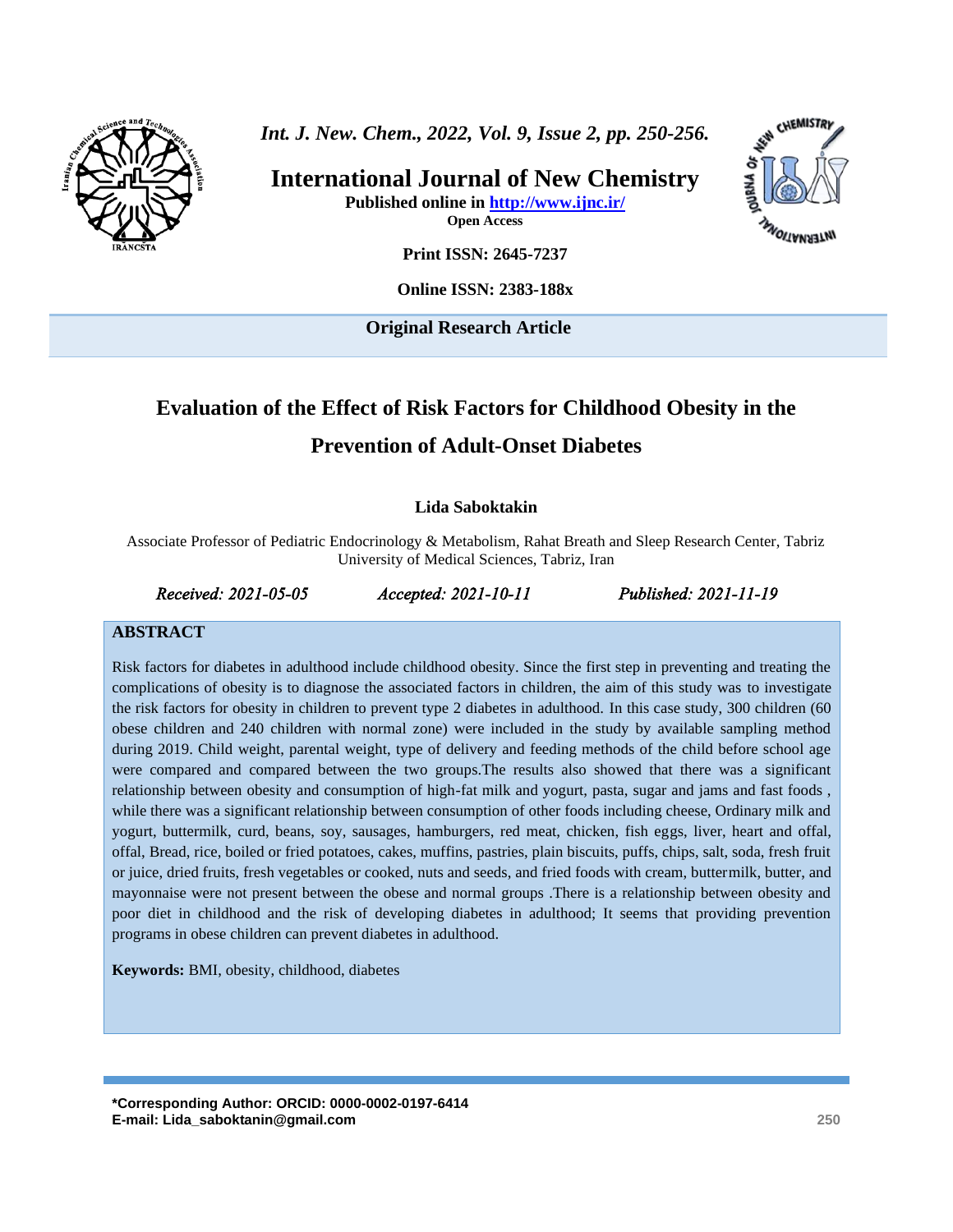International Journal of New Chemistry

Published online in http://www.ijnc.ir/

Open Access

Print ISSN: 2645-7237

Online ISSN: 2383-188x

**Original Research Article**

# Evaluation of the Effect of Risk Factors for Childhood Obesity in the Prevention of Adult-Onset Diabetes

**Lida Saboktakin**

Associate Professor of Pediatric Endocrinology & Metabolism, Rahat Breath and Sleep Research Center, Tabriz University of Medical Sciences, Tabriz, Iran

*Received: 2021-05-05* *Accepted: 2021-10-11* *Published: 2021-11-19*

## ABSTRACT

Risk factors for diabetes in adulthood include childhood obesity. Since the first step in preventing and treating the complications of obesity is to diagnose the associated factors in children, the aim of this study was to investigate the risk factors for obesity in children to prevent type 2 diabetes in adulthood. In this case study, 300 children (60 obese children and 240 children with normal zone) were included in the study by available sampling method during 2019. Child weight, parental weight, type of delivery and feeding methods of the child before school age were compared and compared between the two groups.The results also showed that there was a significant relationship between obesity and consumption of high-fat milk and yogurt, pasta, sugar and jams and fast foods , while there was a significant relationship between consumption of other foods including cheese, Ordinary milk and yogurt, buttermilk, curd, beans, soy, sausages, hamburgers, red meat, chicken, fish eggs, liver, heart and offal, offal, Bread, rice, boiled or fried potatoes, cakes, muffins, pastries, plain biscuits, puffs, chips, salt, soda, fresh fruit or juice, dried fruits, fresh vegetables or cooked, nuts and seeds, and fried foods with cream, buttermilk, butter, and mayonnaise were not present between the obese and normal groups .There is a relationship between obesity and poor diet in childhood and the risk of developing diabetes in adulthood; It seems that providing prevention programs in obese children can prevent diabetes in adulthood.

**Keywords:** BMI, obesity, childhood, diabetes

**\*Corresponding Author: ORCID: 0000-0002-0197-6414**
**E-mail: Lida_saboktanin@gmail.com**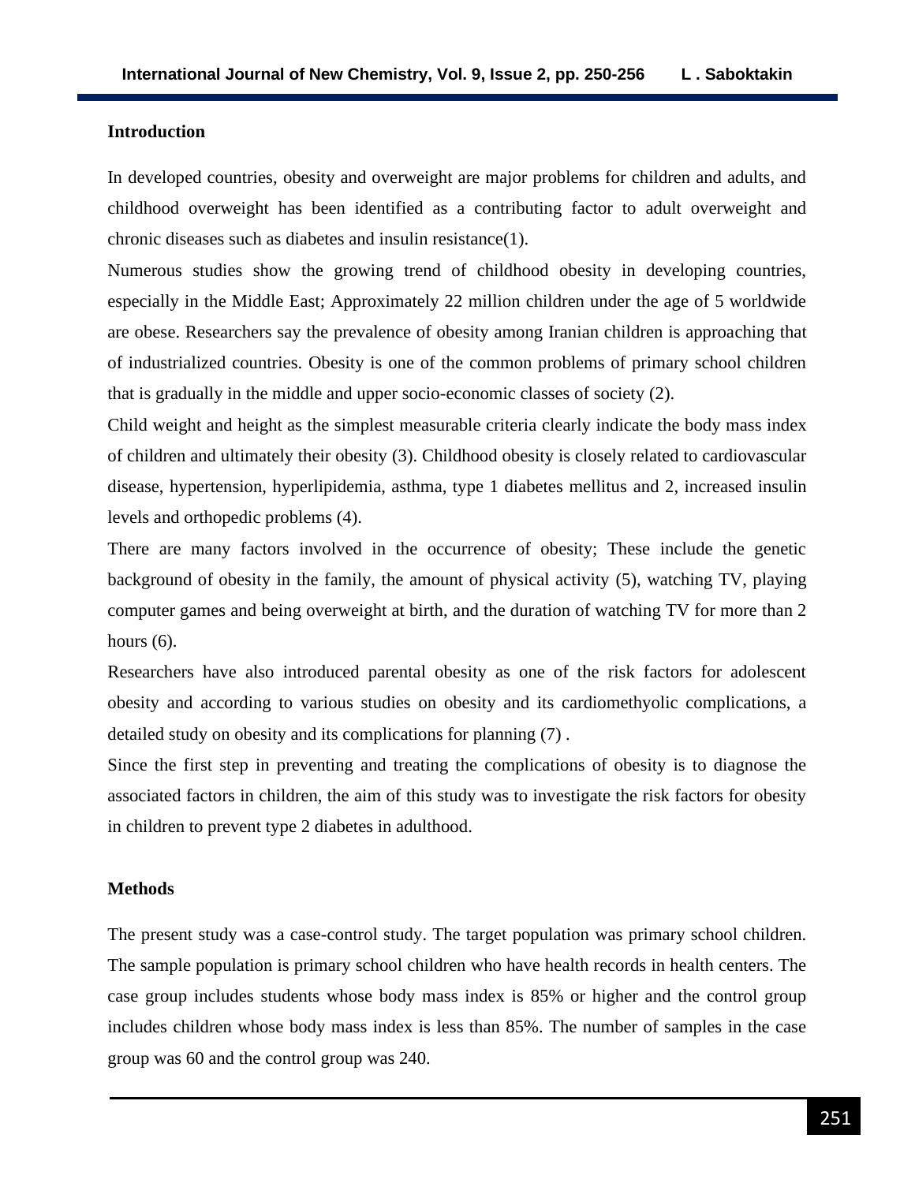## Introduction

In developed countries, obesity and overweight are major problems for children and adults, and childhood overweight has been identified as a contributing factor to adult overweight and chronic diseases such as diabetes and insulin resistance(1).

Numerous studies show the growing trend of childhood obesity in developing countries, especially in the Middle East; Approximately 22 million children under the age of 5 worldwide are obese. Researchers say the prevalence of obesity among Iranian children is approaching that of industrialized countries. Obesity is one of the common problems of primary school children that is gradually in the middle and upper socio-economic classes of society (2).

Child weight and height as the simplest measurable criteria clearly indicate the body mass index of children and ultimately their obesity (3). Childhood obesity is closely related to cardiovascular disease, hypertension, hyperlipidemia, asthma, type 1 diabetes mellitus and 2, increased insulin levels and orthopedic problems (4).

There are many factors involved in the occurrence of obesity; These include the genetic background of obesity in the family, the amount of physical activity (5), watching TV, playing computer games and being overweight at birth, and the duration of watching TV for more than 2 hours (6).

Researchers have also introduced parental obesity as one of the risk factors for adolescent obesity and according to various studies on obesity and its cardiomethyolic complications, a detailed study on obesity and its complications for planning (7) .

Since the first step in preventing and treating the complications of obesity is to diagnose the associated factors in children, the aim of this study was to investigate the risk factors for obesity in children to prevent type 2 diabetes in adulthood.

## Methods

The present study was a case-control study. The target population was primary school children. The sample population is primary school children who have health records in health centers. The case group includes students whose body mass index is 85% or higher and the control group includes children whose body mass index is less than 85%. The number of samples in the case group was 60 and the control group was 240.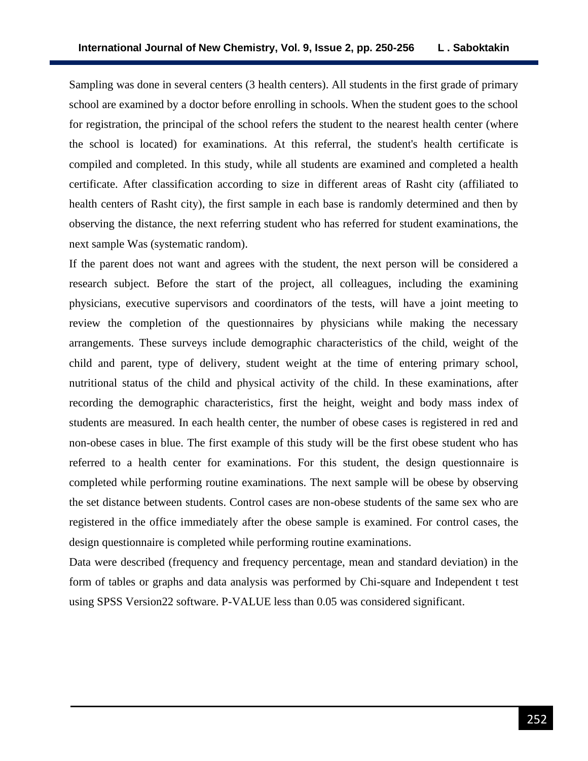Sampling was done in several centers (3 health centers). All students in the first grade of primary school are examined by a doctor before enrolling in schools. When the student goes to the school for registration, the principal of the school refers the student to the nearest health center (where the school is located) for examinations. At this referral, the student's health certificate is compiled and completed. In this study, while all students are examined and completed a health certificate. After classification according to size in different areas of Rasht city (affiliated to health centers of Rasht city), the first sample in each base is randomly determined and then by observing the distance, the next referring student who has referred for student examinations, the next sample Was (systematic random).

If the parent does not want and agrees with the student, the next person will be considered a research subject. Before the start of the project, all colleagues, including the examining physicians, executive supervisors and coordinators of the tests, will have a joint meeting to review the completion of the questionnaires by physicians while making the necessary arrangements. These surveys include demographic characteristics of the child, weight of the child and parent, type of delivery, student weight at the time of entering primary school, nutritional status of the child and physical activity of the child. In these examinations, after recording the demographic characteristics, first the height, weight and body mass index of students are measured. In each health center, the number of obese cases is registered in red and non-obese cases in blue. The first example of this study will be the first obese student who has referred to a health center for examinations. For this student, the design questionnaire is completed while performing routine examinations. The next sample will be obese by observing the set distance between students. Control cases are non-obese students of the same sex who are registered in the office immediately after the obese sample is examined. For control cases, the design questionnaire is completed while performing routine examinations.

Data were described (frequency and frequency percentage, mean and standard deviation) in the form of tables or graphs and data analysis was performed by Chi-square and Independent t test using SPSS Version22 software. P-VALUE less than 0.05 was considered significant.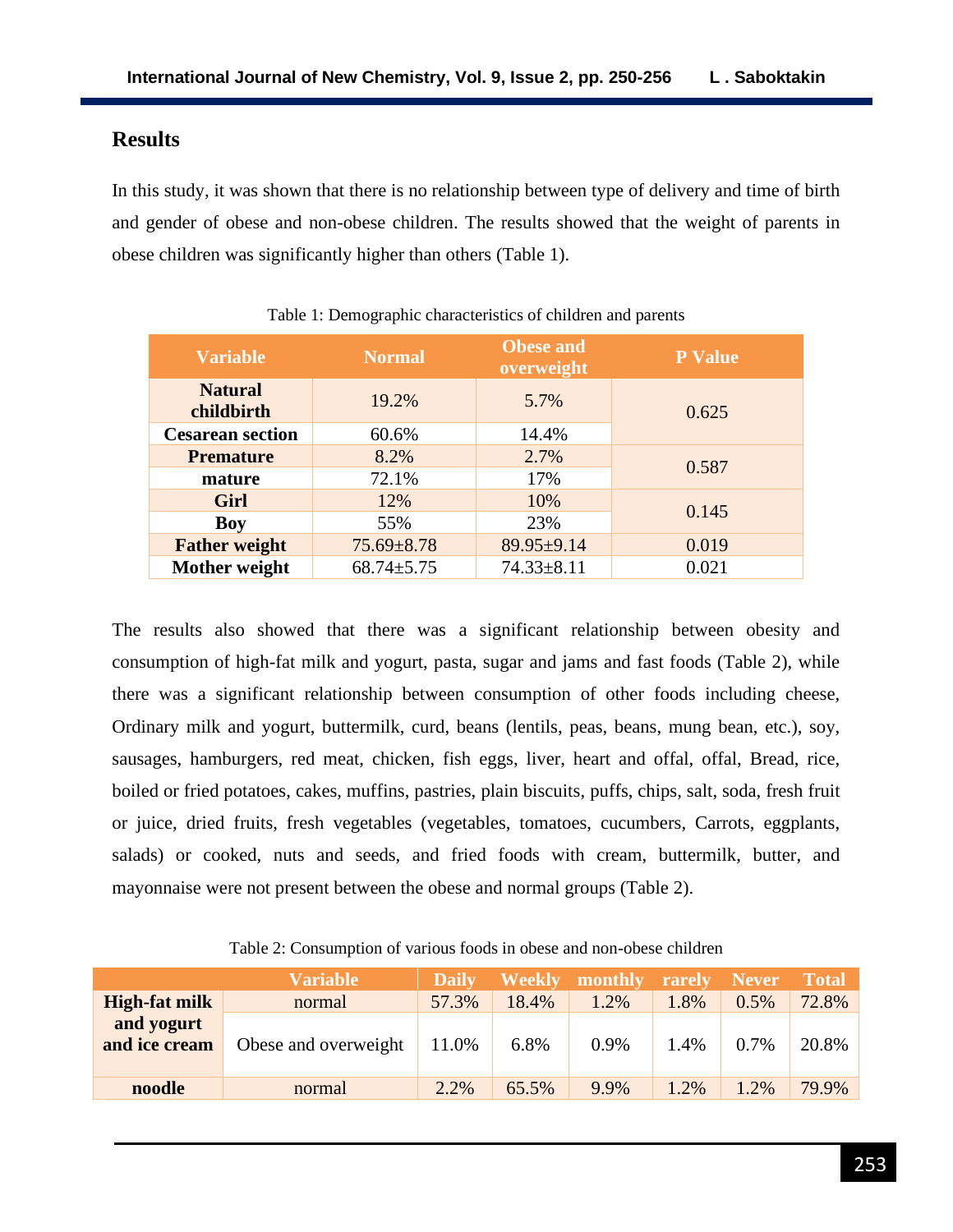## Results

In this study, it was shown that there is no relationship between type of delivery and time of birth and gender of obese and non-obese children. The results showed that the weight of parents in obese children was significantly higher than others (Table 1).

Table 1: Demographic characteristics of children and parents

| Variable | Normal | Obese and overweight | P Value |
|---|---|---|---|
| **Natural childbirth** | 19.2% | 5.7% | 0.625 |
| **Cesarean section** | 60.6% | 14.4% | |
| **Premature** | 8.2% | 2.7% | 0.587 |
| **mature** | 72.1% | 17% | |
| **Girl** | 12% | 10% | 0.145 |
| **Boy** | 55% | 23% | |
| **Father weight** | 75.69±8.78 | 89.95±9.14 | 0.019 |
| **Mother weight** | 68.74±5.75 | 74.33±8.11 | 0.021 |

The results also showed that there was a significant relationship between obesity and consumption of high-fat milk and yogurt, pasta, sugar and jams and fast foods (Table 2), while there was a significant relationship between consumption of other foods including cheese, Ordinary milk and yogurt, buttermilk, curd, beans (lentils, peas, beans, mung bean, etc.), soy, sausages, hamburgers, red meat, chicken, fish eggs, liver, heart and offal, offal, Bread, rice, boiled or fried potatoes, cakes, muffins, pastries, plain biscuits, puffs, chips, salt, soda, fresh fruit or juice, dried fruits, fresh vegetables (vegetables, tomatoes, cucumbers, Carrots, eggplants, salads) or cooked, nuts and seeds, and fried foods with cream, buttermilk, butter, and mayonnaise were not present between the obese and normal groups (Table 2).

Table 2: Consumption of various foods in obese and non-obese children

| | Variable | Daily | Weekly | monthly | rarely | Never | Total |
|---|---|---|---|---|---|---|---|
| **High-fat milk and yogurt and ice cream** | normal | 57.3% | 18.4% | 1.2% | 1.8% | 0.5% | 72.8% |
| | Obese and overweight | 11.0% | 6.8% | 0.9% | 1.4% | 0.7% | 20.8% |
| **noodle** | normal | 2.2% | 65.5% | 9.9% | 1.2% | 1.2% | 79.9% |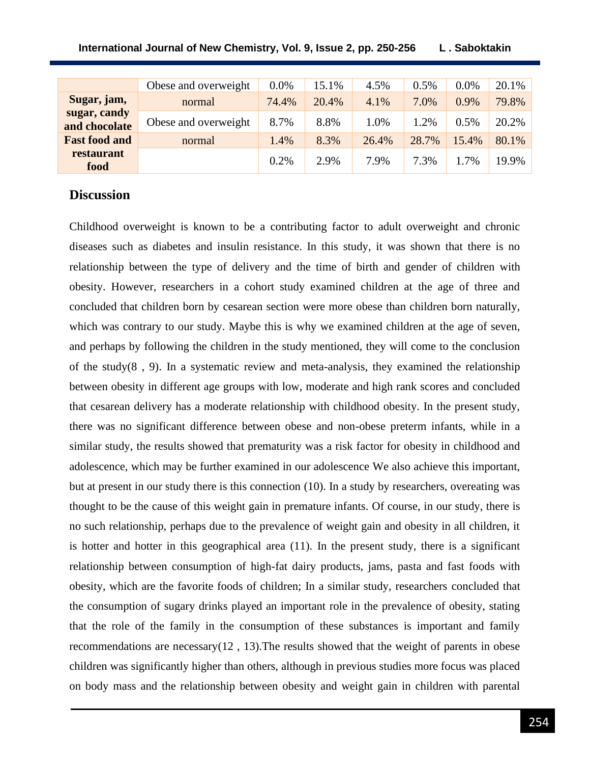| | | | | | | | |
|---|---|---|---|---|---|---|---|
| | Obese and overweight | 0.0% | 15.1% | 4.5% | 0.5% | 0.0% | 20.1% |
| **Sugar, jam, sugar, candy and chocolate** | normal | 74.4% | 20.4% | 4.1% | 7.0% | 0.9% | 79.8% |
| | Obese and overweight | 8.7% | 8.8% | 1.0% | 1.2% | 0.5% | 20.2% |
| **Fast food and restaurant food** | normal | 1.4% | 8.3% | 26.4% | 28.7% | 15.4% | 80.1% |
| | | 0.2% | 2.9% | 7.9% | 7.3% | 1.7% | 19.9% |

## Discussion

Childhood overweight is known to be a contributing factor to adult overweight and chronic diseases such as diabetes and insulin resistance. In this study, it was shown that there is no relationship between the type of delivery and the time of birth and gender of children with obesity. However, researchers in a cohort study examined children at the age of three and concluded that children born by cesarean section were more obese than children born naturally, which was contrary to our study. Maybe this is why we examined children at the age of seven, and perhaps by following the children in the study mentioned, they will come to the conclusion of the study(8 , 9). In a systematic review and meta-analysis, they examined the relationship between obesity in different age groups with low, moderate and high rank scores and concluded that cesarean delivery has a moderate relationship with childhood obesity. In the present study, there was no significant difference between obese and non-obese preterm infants, while in a similar study, the results showed that prematurity was a risk factor for obesity in childhood and adolescence, which may be further examined in our adolescence We also achieve this important, but at present in our study there is this connection (10). In a study by researchers, overeating was thought to be the cause of this weight gain in premature infants. Of course, in our study, there is no such relationship, perhaps due to the prevalence of weight gain and obesity in all children, it is hotter and hotter in this geographical area (11). In the present study, there is a significant relationship between consumption of high-fat dairy products, jams, pasta and fast foods with obesity, which are the favorite foods of children; In a similar study, researchers concluded that the consumption of sugary drinks played an important role in the prevalence of obesity, stating that the role of the family in the consumption of these substances is important and family recommendations are necessary(12 , 13).The results showed that the weight of parents in obese children was significantly higher than others, although in previous studies more focus was placed on body mass and the relationship between obesity and weight gain in children with parental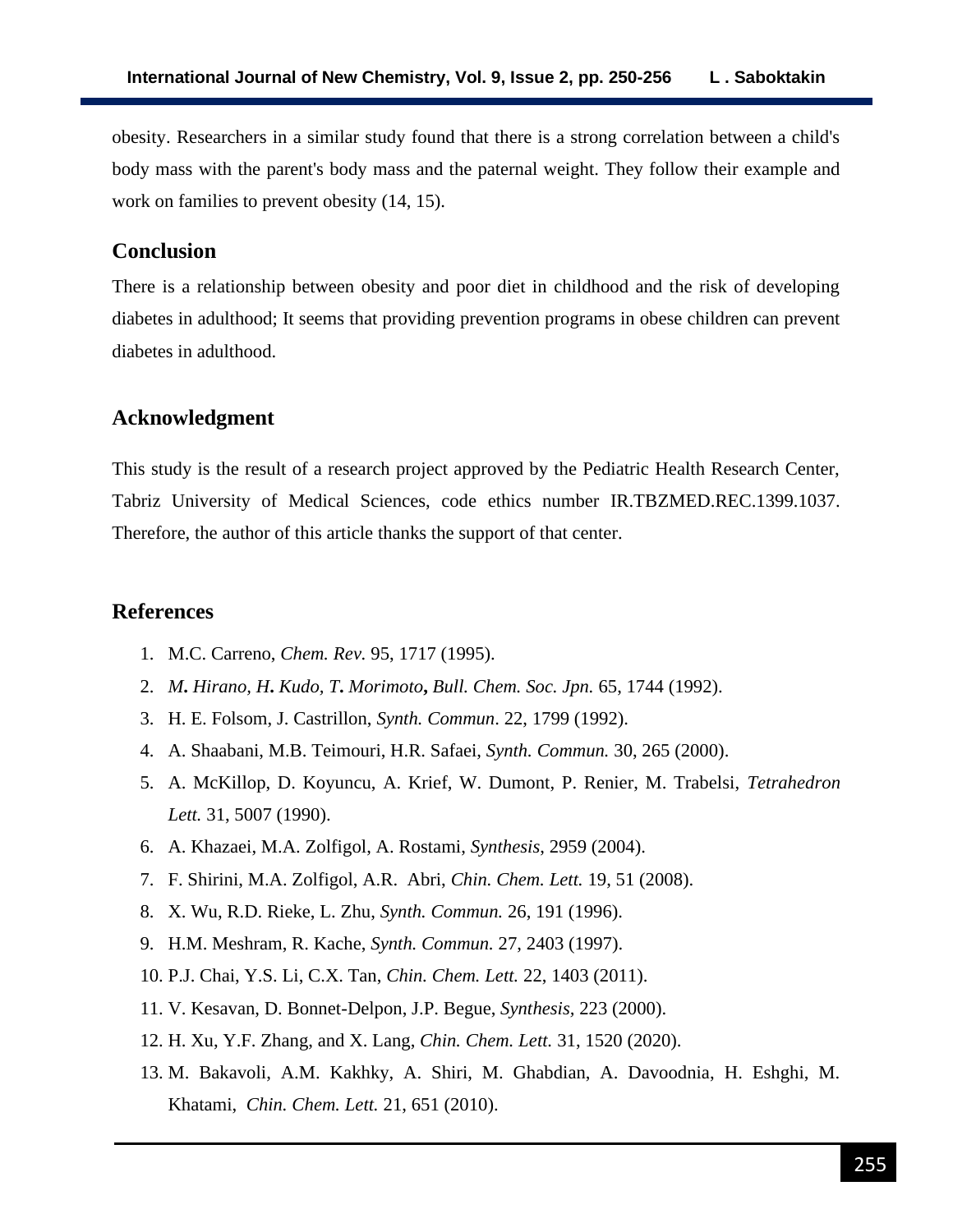obesity. Researchers in a similar study found that there is a strong correlation between a child's body mass with the parent's body mass and the paternal weight. They follow their example and work on families to prevent obesity (14, 15).

## Conclusion

There is a relationship between obesity and poor diet in childhood and the risk of developing diabetes in adulthood; It seems that providing prevention programs in obese children can prevent diabetes in adulthood.

## Acknowledgment

This study is the result of a research project approved by the Pediatric Health Research Center, Tabriz University of Medical Sciences, code ethics number IR.TBZMED.REC.1399.1037. Therefore, the author of this article thanks the support of that center.

## References

1. M.C. Carreno, *Chem. Rev.* 95, 1717 (1995).
2. *M. Hirano, H. Kudo, T. Morimoto, Bull. Chem. Soc. Jpn.* 65, 1744 (1992).
3. H. E. Folsom, J. Castrillon, *Synth. Commun*. 22, 1799 (1992).
4. A. Shaabani, M.B. Teimouri, H.R. Safaei, *Synth. Commun.* 30, 265 (2000).
5. A. McKillop, D. Koyuncu, A. Krief, W. Dumont, P. Renier, M. Trabelsi, *Tetrahedron Lett.* 31, 5007 (1990).
6. A. Khazaei, M.A. Zolfigol, A. Rostami, *Synthesis*, 2959 (2004).
7. F. Shirini, M.A. Zolfigol, A.R. Abri, *Chin. Chem. Lett.* 19, 51 (2008).
8. X. Wu, R.D. Rieke, L. Zhu, *Synth. Commun.* 26, 191 (1996).
9. H.M. Meshram, R. Kache, *Synth. Commun.* 27, 2403 (1997).
10. P.J. Chai, Y.S. Li, C.X. Tan, *Chin. Chem. Lett.* 22, 1403 (2011).
11. V. Kesavan, D. Bonnet-Delpon, J.P. Begue, *Synthesis*, 223 (2000).
12. H. Xu, Y.F. Zhang, and X. Lang, *Chin. Chem. Lett.* 31, 1520 (2020).
13. M. Bakavoli, A.M. Kakhky, A. Shiri, M. Ghabdian, A. Davoodnia, H. Eshghi, M. Khatami, *Chin. Chem. Lett.* 21, 651 (2010).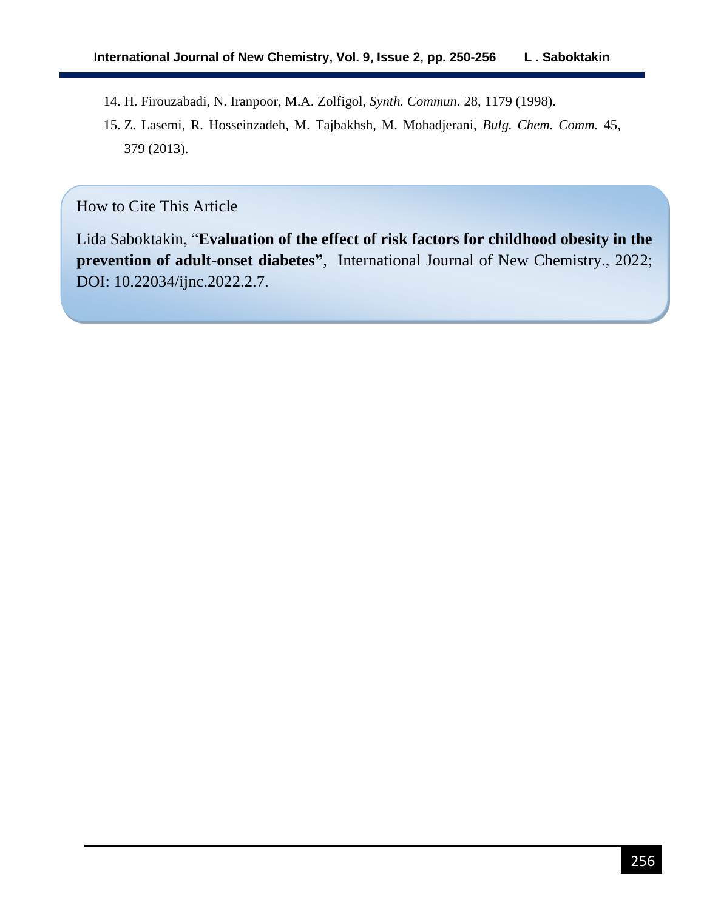14. H. Firouzabadi, N. Iranpoor, M.A. Zolfigol, *Synth. Commun.* 28, 1179 (1998).
15. Z. Lasemi, R. Hosseinzadeh, M. Tajbakhsh, M. Mohadjerani, *Bulg. Chem. Comm.* 45, 379 (2013).

How to Cite This Article

Lida Saboktakin, "**Evaluation of the effect of risk factors for childhood obesity in the prevention of adult-onset diabetes**", International Journal of New Chemistry., 2022; DOI: 10.22034/ijnc.2022.2.7.